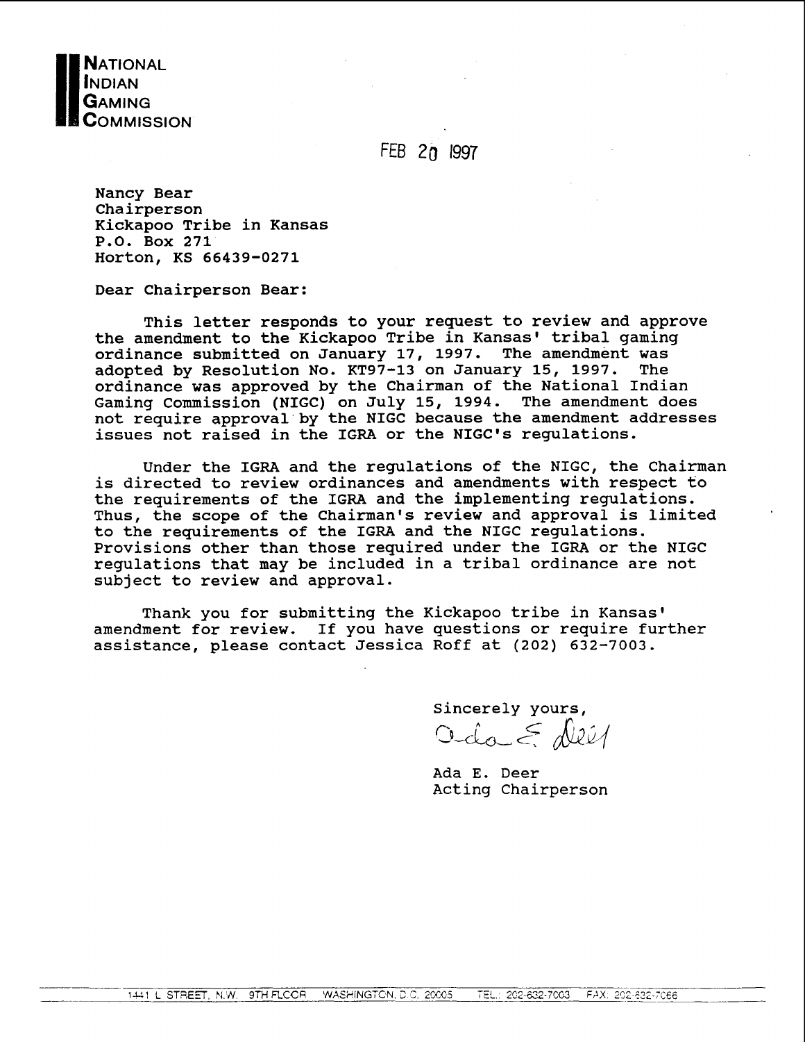**NATIONAL INDIAN GAMING COMMISSION**

FEB 20 1997

Nancy Bear
Chairperson
Kickapoo Tribe in Kansas
P.O. Box 271
Horton, KS 66439-0271

Dear Chairperson Bear:

This letter responds to your request to review and approve the amendment to the Kickapoo Tribe in Kansas' tribal gaming ordinance submitted on January 17, 1997. The amendment was adopted by Resolution No. KT97-13 on January 15, 1997. The ordinance was approved by the Chairman of the National Indian Gaming Commission (NIGC) on July 15, 1994. The amendment does not require approval by the NIGC because the amendment addresses issues not raised in the IGRA or the NIGC's regulations.

Under the IGRA and the regulations of the NIGC, the Chairman is directed to review ordinances and amendments with respect to the requirements of the IGRA and the implementing regulations. Thus, the scope of the Chairman's review and approval is limited to the requirements of the IGRA and the NIGC regulations. Provisions other than those required under the IGRA or the NIGC regulations that may be included in a tribal ordinance are not subject to review and approval.

Thank you for submitting the Kickapoo tribe in Kansas' amendment for review. If you have questions or require further assistance, please contact Jessica Roff at (202) 632-7003.

Sincerely yours,

Ada E. Deer
Acting Chairperson

1441 L STREET, N.W. 9TH FLOOR WASHINGTON, D.C. 20005 TEL.: 202-632-7003 FAX: 202-632-7066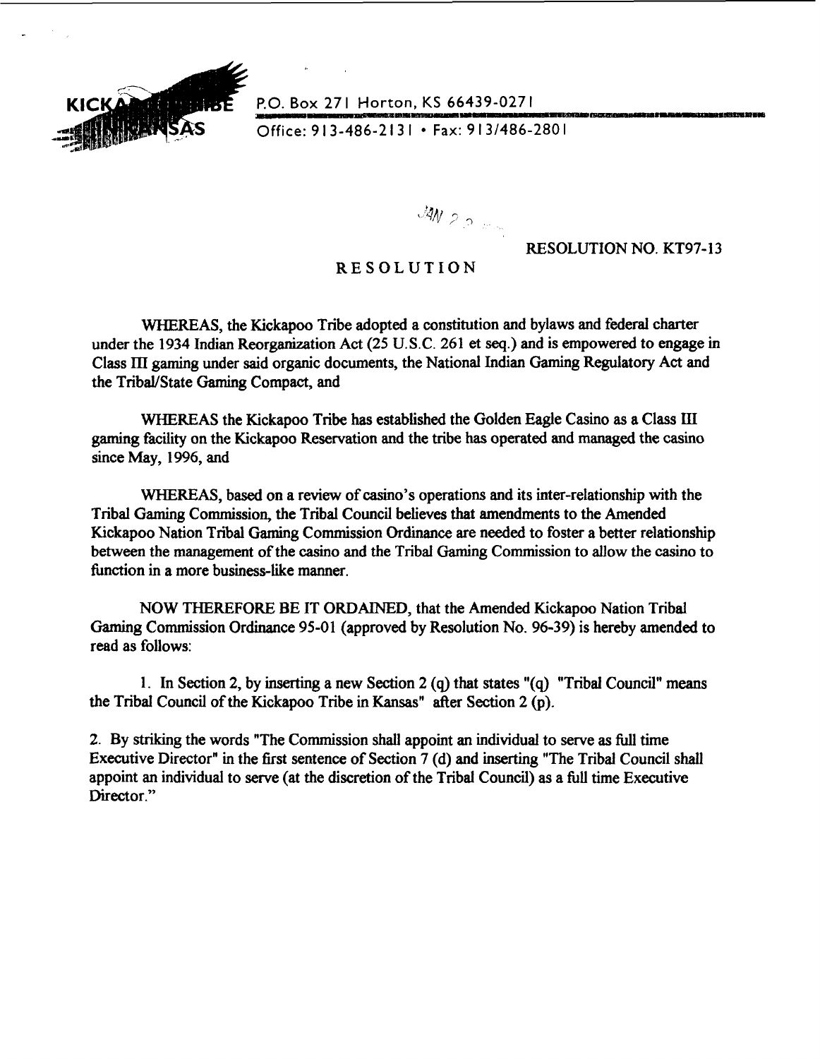KICKAPOO TRIBE IN KANSAS

P.O. Box 271 Horton, KS 66439-0271
Office: 913-486-2131 • Fax: 913/486-2801

JAN 2 2

RESOLUTION NO. KT97-13

# RESOLUTION

WHEREAS, the Kickapoo Tribe adopted a constitution and bylaws and federal charter under the 1934 Indian Reorganization Act (25 U.S.C. 261 et seq.) and is empowered to engage in Class III gaming under said organic documents, the National Indian Gaming Regulatory Act and the Tribal/State Gaming Compact, and

WHEREAS the Kickapoo Tribe has established the Golden Eagle Casino as a Class III gaming facility on the Kickapoo Reservation and the tribe has operated and managed the casino since May, 1996, and

WHEREAS, based on a review of casino's operations and its inter-relationship with the Tribal Gaming Commission, the Tribal Council believes that amendments to the Amended Kickapoo Nation Tribal Gaming Commission Ordinance are needed to foster a better relationship between the management of the casino and the Tribal Gaming Commission to allow the casino to function in a more business-like manner.

NOW THEREFORE BE IT ORDAINED, that the Amended Kickapoo Nation Tribal Gaming Commission Ordinance 95-01 (approved by Resolution No. 96-39) is hereby amended to read as follows:

1. In Section 2, by inserting a new Section 2 (q) that states "(q) "Tribal Council" means the Tribal Council of the Kickapoo Tribe in Kansas" after Section 2 (p).

2. By striking the words "The Commission shall appoint an individual to serve as full time Executive Director" in the first sentence of Section 7 (d) and inserting "The Tribal Council shall appoint an individual to serve (at the discretion of the Tribal Council) as a full time Executive Director."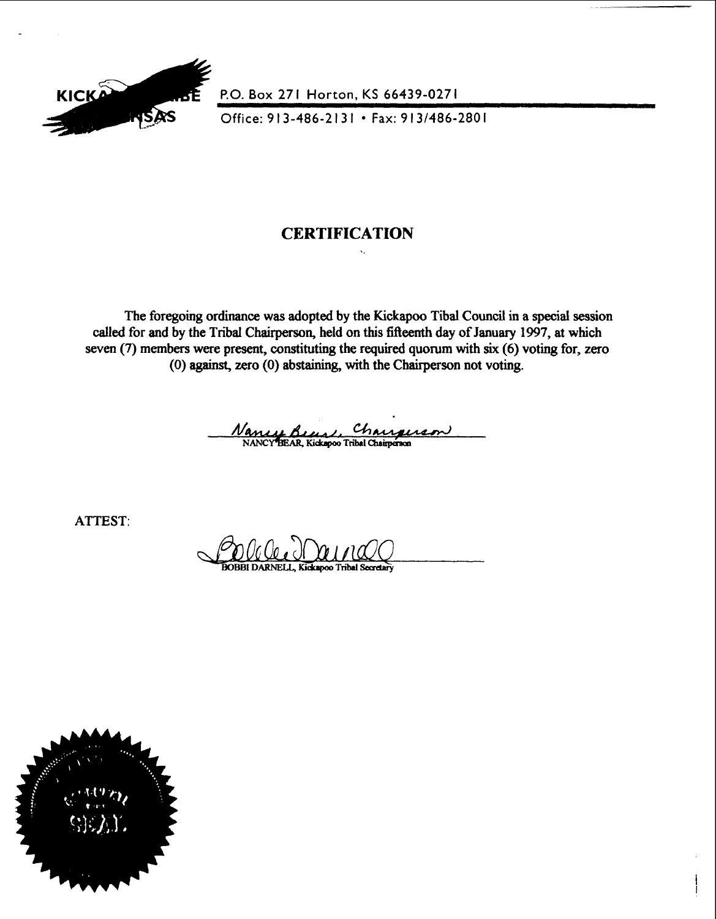P.O. Box 271 Horton, KS 66439-0271

Office: 913-486-2131 • Fax: 913/486-2801

## CERTIFICATION

The foregoing ordinance was adopted by the Kickapoo Tibal Council in a special session called for and by the Tribal Chairperson, held on this fifteenth day of January 1997, at which seven (7) members were present, constituting the required quorum with six (6) voting for, zero (0) against, zero (0) abstaining, with the Chairperson not voting.

Nancy Bear, Chairperson

NANCY BEAR, Kickapoo Tribal Chairperson

ATTEST:

Bobbi Darnell

BOBBI DARNELL, Kickapoo Tribal Secretary

SEAL